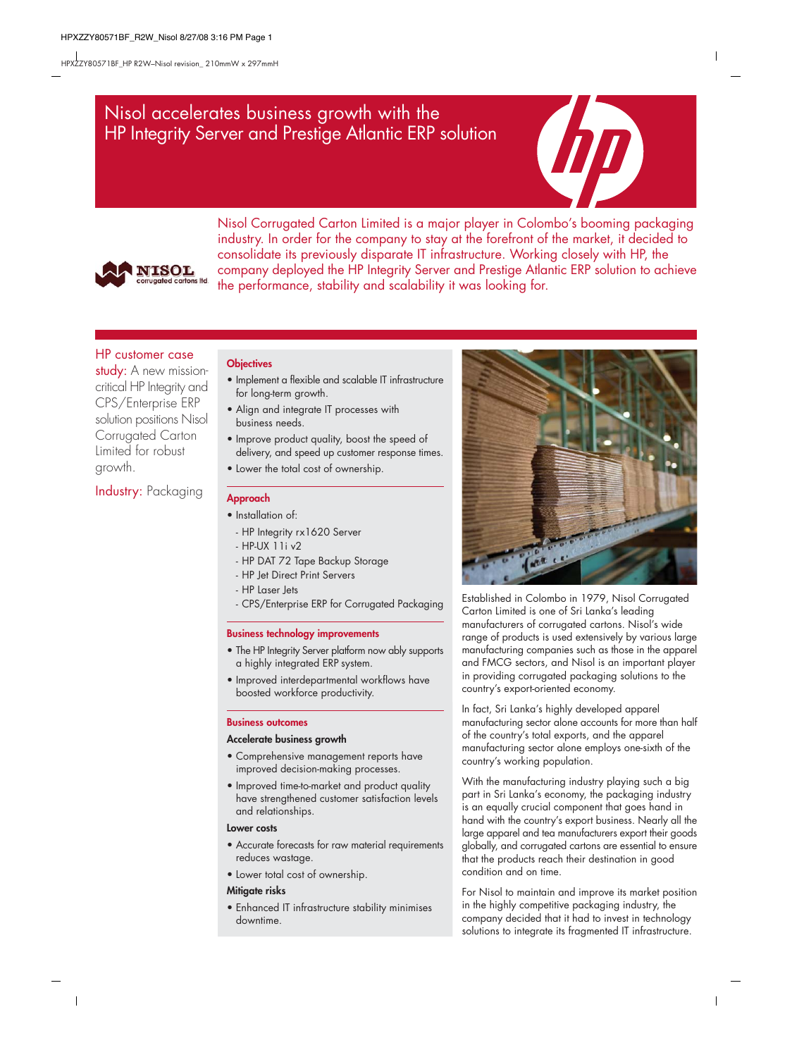# Nisol accelerates business growth with the HP Integrity Server and Prestige Atlantic ERP solution

Nisol Corrugated Carton Limited is a major player in Colombo's booming packaging industry. In order for the company to stay at the forefront of the market, it decided to consolidate its previously disparate IT infrastructure. Working closely with HP, the company deployed the HP Integrity Server and Prestige Atlantic ERP solution to achieve the performance, stability and scalability it was looking for.

**HP customer case study:** A new mission-critical HP Integrity and CPS/Enterprise ERP solution positions Nisol Corrugated Carton Limited for robust growth.

**Industry:** Packaging

## Objectives

- Implement a flexible and scalable IT infrastructure for long-term growth.
- Align and integrate IT processes with business needs.
- Improve product quality, boost the speed of delivery, and speed up customer response times.
- Lower the total cost of ownership.

## Approach

- Installation of:
  - HP Integrity rx1620 Server
  - HP-UX 11i v2
  - HP DAT 72 Tape Backup Storage
  - HP Jet Direct Print Servers
  - HP Laser Jets
  - CPS/Enterprise ERP for Corrugated Packaging

## Business technology improvements

- The HP Integrity Server platform now ably supports a highly integrated ERP system.
- Improved interdepartmental workflows have boosted workforce productivity.

## Business outcomes

### Accelerate business growth

- Comprehensive management reports have improved decision-making processes.
- Improved time-to-market and product quality have strengthened customer satisfaction levels and relationships.

### Lower costs

- Accurate forecasts for raw material requirements reduces wastage.
- Lower total cost of ownership.

### Mitigate risks

- Enhanced IT infrastructure stability minimises downtime.

Established in Colombo in 1979, Nisol Corrugated Carton Limited is one of Sri Lanka's leading manufacturers of corrugated cartons. Nisol's wide range of products is used extensively by various large manufacturing companies such as those in the apparel and FMCG sectors, and Nisol is an important player in providing corrugated packaging solutions to the country's export-oriented economy.

In fact, Sri Lanka's highly developed apparel manufacturing sector alone accounts for more than half of the country's total exports, and the apparel manufacturing sector alone employs one-sixth of the country's working population.

With the manufacturing industry playing such a big part in Sri Lanka's economy, the packaging industry is an equally crucial component that goes hand in hand with the country's export business. Nearly all the large apparel and tea manufacturers export their goods globally, and corrugated cartons are essential to ensure that the products reach their destination in good condition and on time.

For Nisol to maintain and improve its market position in the highly competitive packaging industry, the company decided that it had to invest in technology solutions to integrate its fragmented IT infrastructure.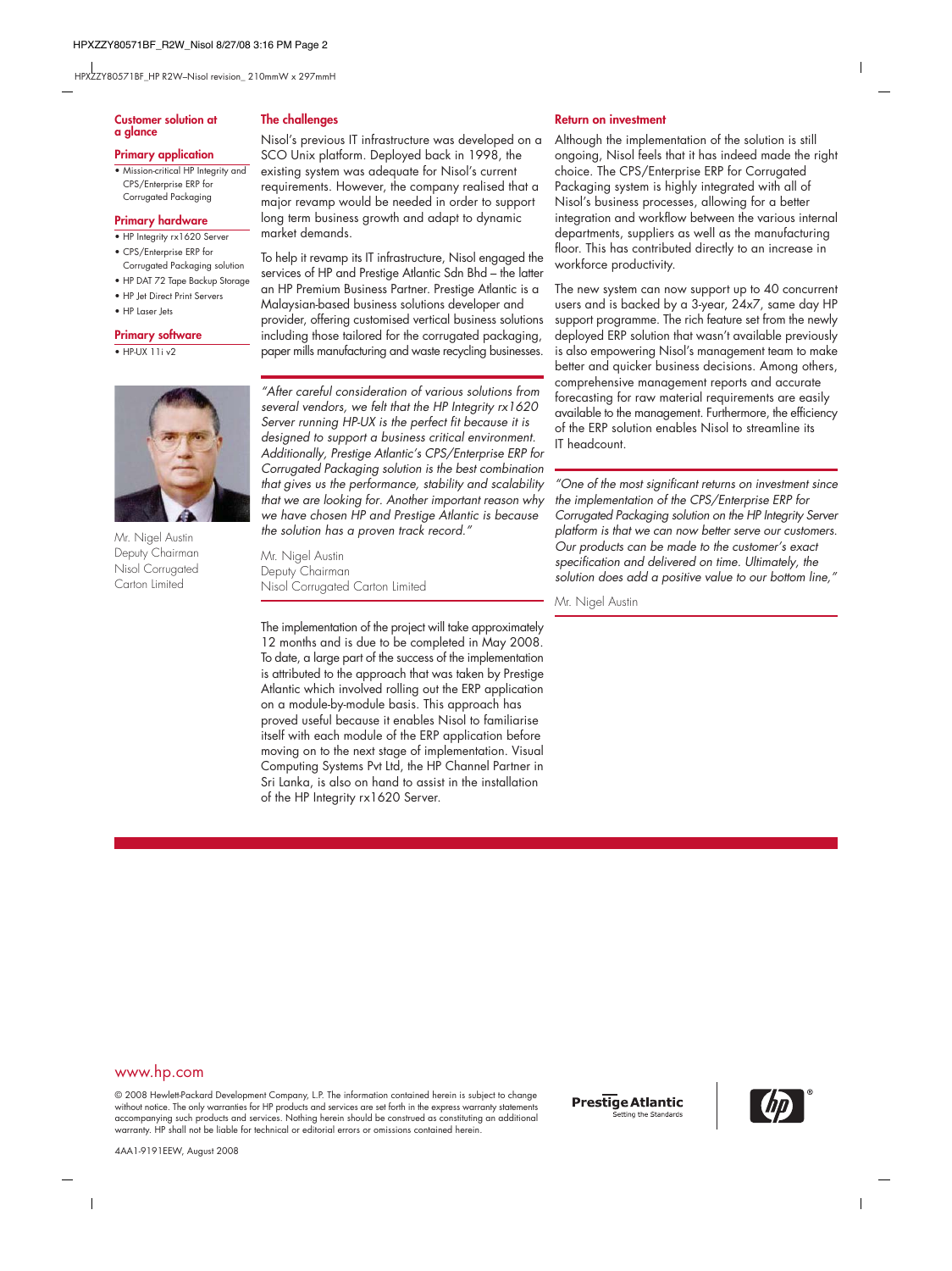## Customer solution at a glance

### Primary application

- Mission-critical HP Integrity and CPS/Enterprise ERP for Corrugated Packaging

### Primary hardware

- HP Integrity rx1620 Server
- CPS/Enterprise ERP for Corrugated Packaging solution
- HP DAT 72 Tape Backup Storage
- HP Jet Direct Print Servers
- HP Laser Jets

### Primary software

- HP-UX 11i v2

Mr. Nigel Austin
Deputy Chairman
Nisol Corrugated Carton Limited

## The challenges

Nisol's previous IT infrastructure was developed on a SCO Unix platform. Deployed back in 1998, the existing system was adequate for Nisol's current requirements. However, the company realised that a major revamp would be needed in order to support long term business growth and adapt to dynamic market demands.

To help it revamp its IT infrastructure, Nisol engaged the services of HP and Prestige Atlantic Sdn Bhd – the latter an HP Premium Business Partner. Prestige Atlantic is a Malaysian-based business solutions developer and provider, offering customised vertical business solutions including those tailored for the corrugated packaging, paper mills manufacturing and waste recycling businesses.

*"After careful consideration of various solutions from several vendors, we felt that the HP Integrity rx1620 Server running HP-UX is the perfect fit because it is designed to support a business critical environment. Additionally, Prestige Atlantic's CPS/Enterprise ERP for Corrugated Packaging solution is the best combination that gives us the performance, stability and scalability that we are looking for. Another important reason why we have chosen HP and Prestige Atlantic is because the solution has a proven track record."*

Mr. Nigel Austin
Deputy Chairman
Nisol Corrugated Carton Limited

The implementation of the project will take approximately 12 months and is due to be completed in May 2008. To date, a large part of the success of the implementation is attributed to the approach that was taken by Prestige Atlantic which involved rolling out the ERP application on a module-by-module basis. This approach has proved useful because it enables Nisol to familiarise itself with each module of the ERP application before moving on to the next stage of implementation. Visual Computing Systems Pvt Ltd, the HP Channel Partner in Sri Lanka, is also on hand to assist in the installation of the HP Integrity rx1620 Server.

## Return on investment

Although the implementation of the solution is still ongoing, Nisol feels that it has indeed made the right choice. The CPS/Enterprise ERP for Corrugated Packaging system is highly integrated with all of Nisol's business processes, allowing for a better integration and workflow between the various internal departments, suppliers as well as the manufacturing floor. This has contributed directly to an increase in workforce productivity.

The new system can now support up to 40 concurrent users and is backed by a 3-year, 24x7, same day HP support programme. The rich feature set from the newly deployed ERP solution that wasn't available previously is also empowering Nisol's management team to make better and quicker business decisions. Among others, comprehensive management reports and accurate forecasting for raw material requirements are easily available to the management. Furthermore, the efficiency of the ERP solution enables Nisol to streamline its IT headcount.

*"One of the most significant returns on investment since the implementation of the CPS/Enterprise ERP for Corrugated Packaging solution on the HP Integrity Server platform is that we can now better serve our customers. Our products can be made to the customer's exact specification and delivered on time. Ultimately, the solution does add a positive value to our bottom line,"*

Mr. Nigel Austin

www.hp.com

© 2008 Hewlett-Packard Development Company, L.P. The information contained herein is subject to change without notice. The only warranties for HP products and services are set forth in the express warranty statements accompanying such products and services. Nothing herein should be construed as constituting an additional warranty. HP shall not be liable for technical or editorial errors or omissions contained herein.

Prestige Atlantic
Setting the Standards

4AA1-9191EEW, August 2008